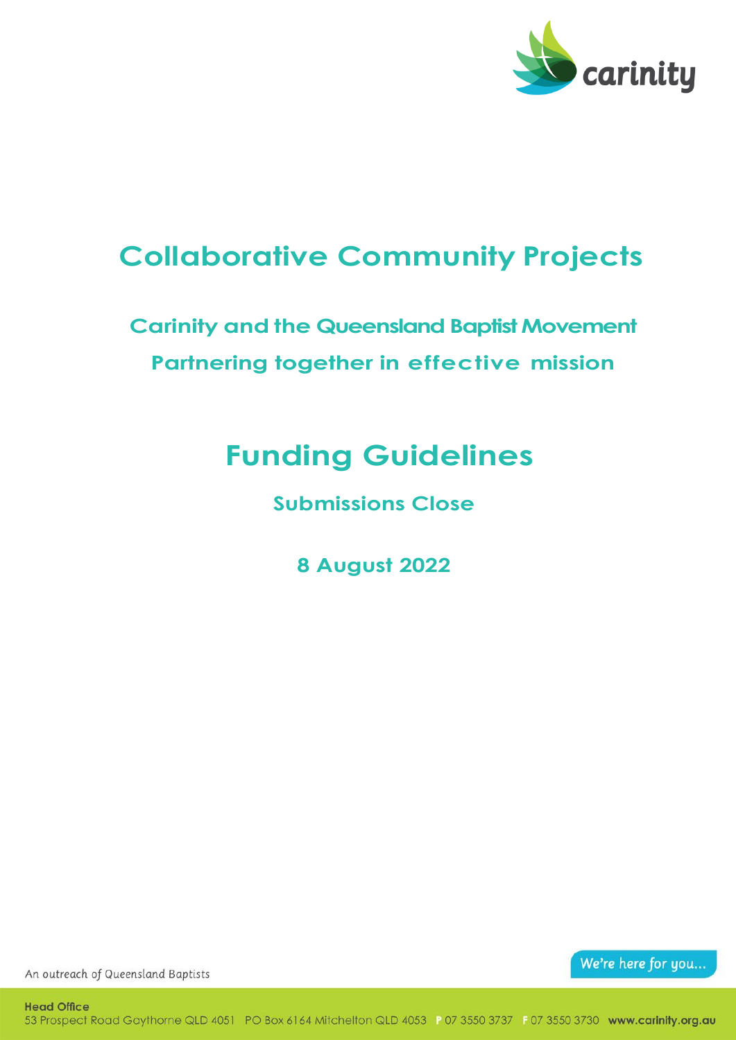# Collaborative Community Projects

## Carinity and the Queensland Baptist Movement

## Partnering together in effective mission

# Funding Guidelines

### Submissions Close

### 8 August 2022

An outreach of Queensland Baptists

We're here for you...

**Head Office**
53 Prospect Road Gaythorne QLD 4051 PO Box 6164 Mitchelton QLD 4053 P 07 3550 3737 F 07 3550 3730 **www.carinity.org.au**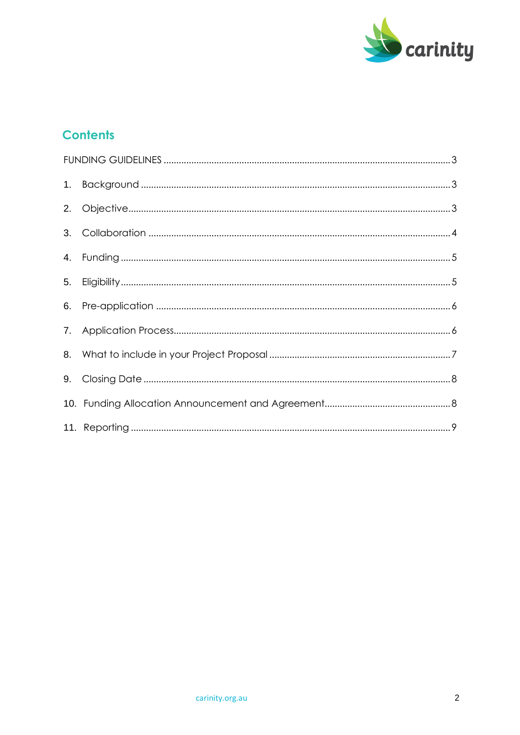## Contents

FUNDING GUIDELINES .............................................................. 3

1. Background .............................................................. 3
2. Objective .............................................................. 3
3. Collaboration .............................................................. 4
4. Funding .............................................................. 5
5. Eligibility .............................................................. 5
6. Pre-application .............................................................. 6
7. Application Process .............................................................. 6
8. What to include in your Project Proposal .............................................................. 7
9. Closing Date .............................................................. 8
10. Funding Allocation Announcement and Agreement .............................................................. 8
11. Reporting .............................................................. 9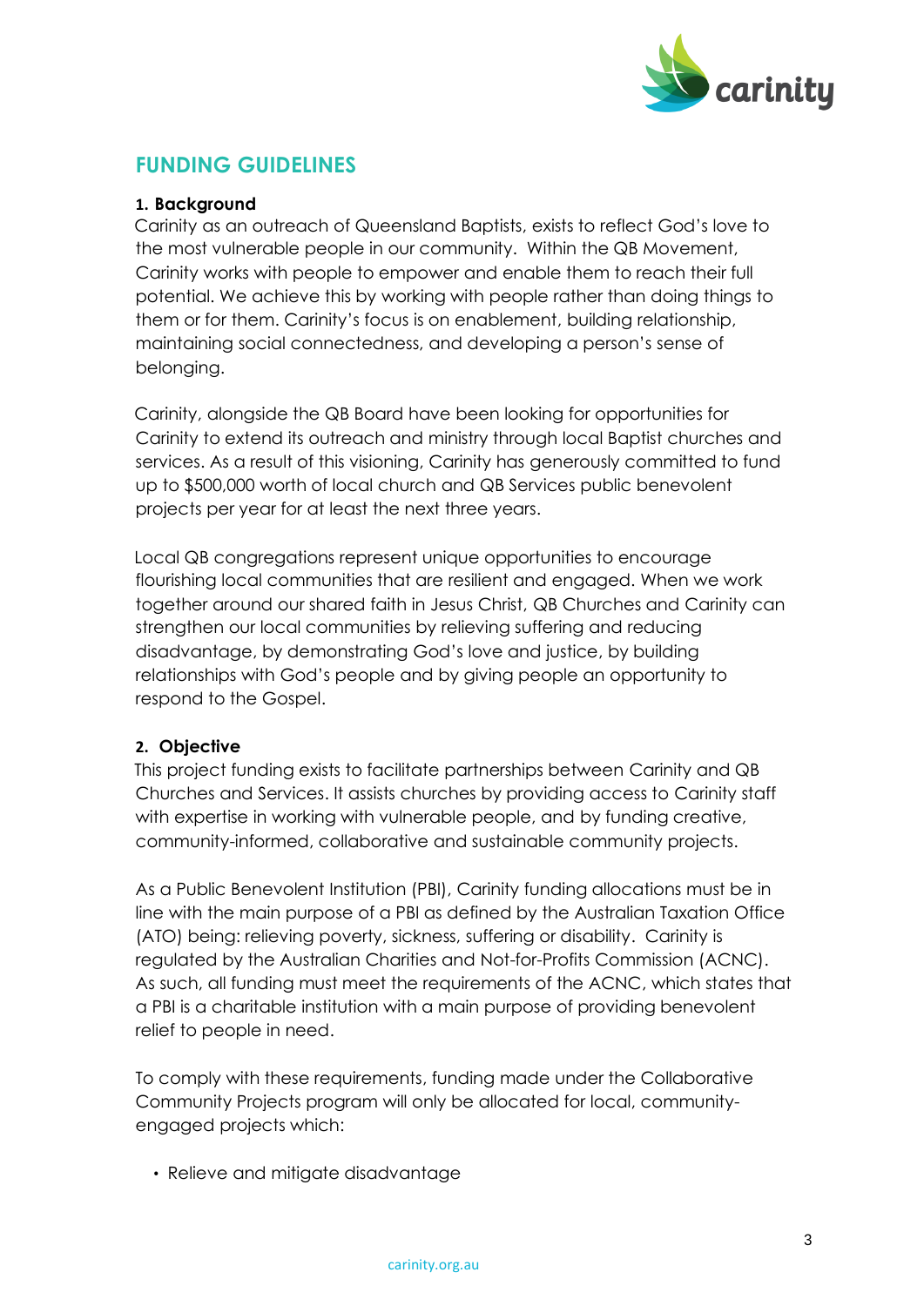## FUNDING GUIDELINES

### 1. Background

Carinity as an outreach of Queensland Baptists, exists to reflect God's love to the most vulnerable people in our community. Within the QB Movement, Carinity works with people to empower and enable them to reach their full potential. We achieve this by working with people rather than doing things to them or for them. Carinity's focus is on enablement, building relationship, maintaining social connectedness, and developing a person's sense of belonging.

Carinity, alongside the QB Board have been looking for opportunities for Carinity to extend its outreach and ministry through local Baptist churches and services. As a result of this visioning, Carinity has generously committed to fund up to $500,000 worth of local church and QB Services public benevolent projects per year for at least the next three years.

Local QB congregations represent unique opportunities to encourage flourishing local communities that are resilient and engaged. When we work together around our shared faith in Jesus Christ, QB Churches and Carinity can strengthen our local communities by relieving suffering and reducing disadvantage, by demonstrating God's love and justice, by building relationships with God's people and by giving people an opportunity to respond to the Gospel.

### 2. Objective

This project funding exists to facilitate partnerships between Carinity and QB Churches and Services. It assists churches by providing access to Carinity staff with expertise in working with vulnerable people, and by funding creative, community-informed, collaborative and sustainable community projects.

As a Public Benevolent Institution (PBI), Carinity funding allocations must be in line with the main purpose of a PBI as defined by the Australian Taxation Office (ATO) being: relieving poverty, sickness, suffering or disability. Carinity is regulated by the Australian Charities and Not-for-Profits Commission (ACNC). As such, all funding must meet the requirements of the ACNC, which states that a PBI is a charitable institution with a main purpose of providing benevolent relief to people in need.

To comply with these requirements, funding made under the Collaborative Community Projects program will only be allocated for local, community-engaged projects which:

- Relieve and mitigate disadvantage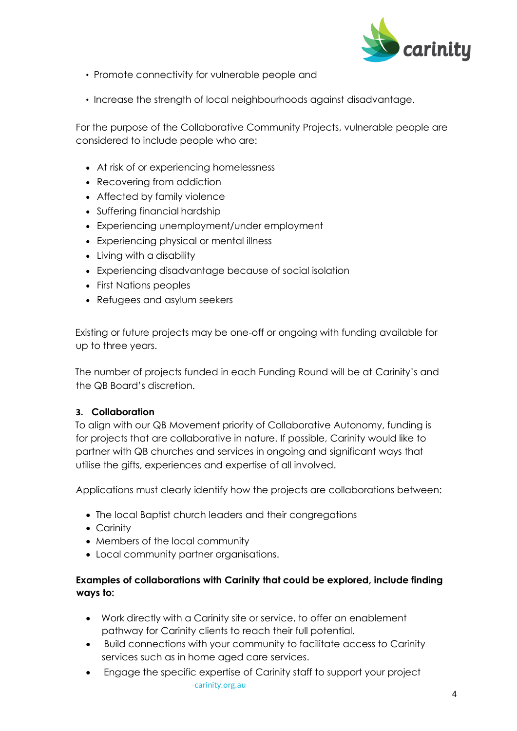- Promote connectivity for vulnerable people and
- Increase the strength of local neighbourhoods against disadvantage.

For the purpose of the Collaborative Community Projects, vulnerable people are considered to include people who are:

- At risk of or experiencing homelessness
- Recovering from addiction
- Affected by family violence
- Suffering financial hardship
- Experiencing unemployment/under employment
- Experiencing physical or mental illness
- Living with a disability
- Experiencing disadvantage because of social isolation
- First Nations peoples
- Refugees and asylum seekers

Existing or future projects may be one-off or ongoing with funding available for up to three years.

The number of projects funded in each Funding Round will be at Carinity's and the QB Board's discretion.

### 3. Collaboration

To align with our QB Movement priority of Collaborative Autonomy, funding is for projects that are collaborative in nature. If possible, Carinity would like to partner with QB churches and services in ongoing and significant ways that utilise the gifts, experiences and expertise of all involved.

Applications must clearly identify how the projects are collaborations between:

- The local Baptist church leaders and their congregations
- Carinity
- Members of the local community
- Local community partner organisations.

**Examples of collaborations with Carinity that could be explored, include finding ways to:**

- Work directly with a Carinity site or service, to offer an enablement pathway for Carinity clients to reach their full potential.
- Build connections with your community to facilitate access to Carinity services such as in home aged care services.
- Engage the specific expertise of Carinity staff to support your project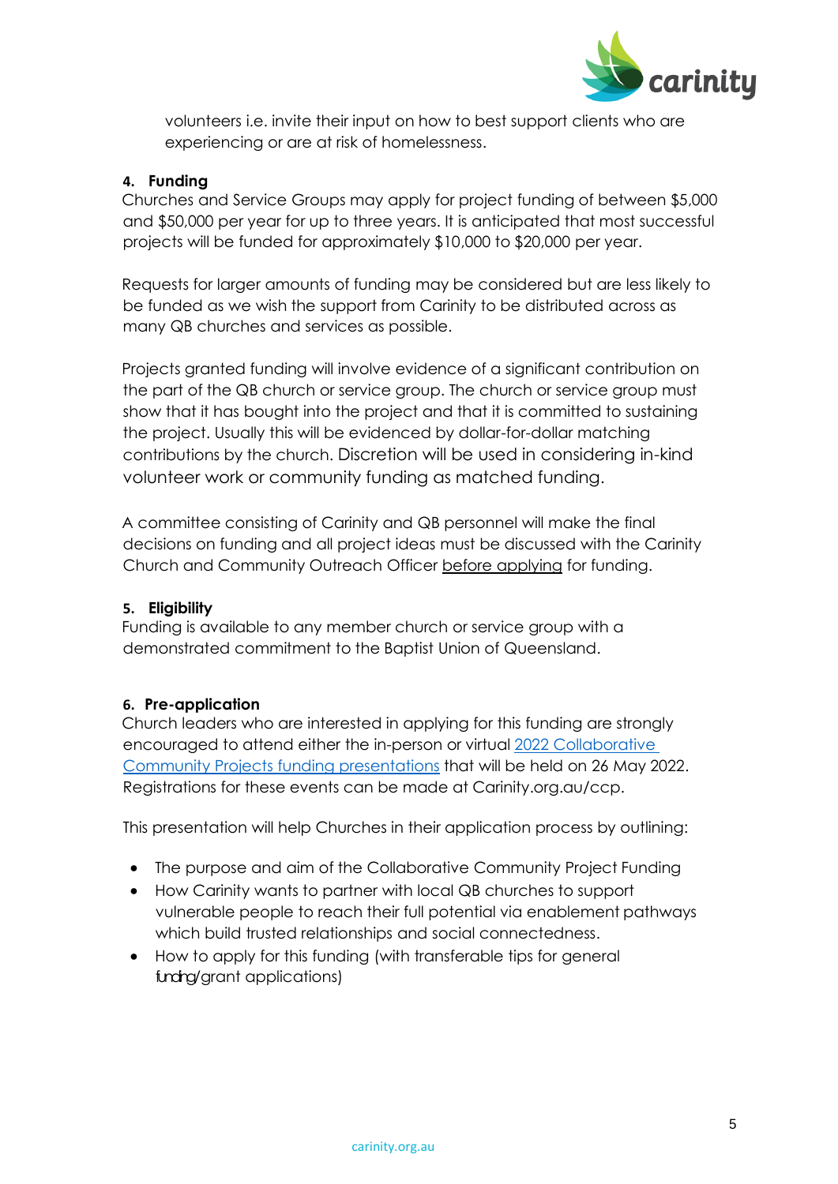volunteers i.e. invite their input on how to best support clients who are experiencing or are at risk of homelessness.

### 4. Funding

Churches and Service Groups may apply for project funding of between $5,000 and $50,000 per year for up to three years. It is anticipated that most successful projects will be funded for approximately $10,000 to $20,000 per year.

Requests for larger amounts of funding may be considered but are less likely to be funded as we wish the support from Carinity to be distributed across as many QB churches and services as possible.

Projects granted funding will involve evidence of a significant contribution on the part of the QB church or service group. The church or service group must show that it has bought into the project and that it is committed to sustaining the project. Usually this will be evidenced by dollar-for-dollar matching contributions by the church. Discretion will be used in considering in-kind volunteer work or community funding as matched funding.

A committee consisting of Carinity and QB personnel will make the final decisions on funding and all project ideas must be discussed with the Carinity Church and Community Outreach Officer before applying for funding.

### 5. Eligibility

Funding is available to any member church or service group with a demonstrated commitment to the Baptist Union of Queensland.

### 6. Pre-application

Church leaders who are interested in applying for this funding are strongly encouraged to attend either the in-person or virtual 2022 Collaborative Community Projects funding presentations that will be held on 26 May 2022. Registrations for these events can be made at Carinity.org.au/ccp.

This presentation will help Churches in their application process by outlining:

- The purpose and aim of the Collaborative Community Project Funding
- How Carinity wants to partner with local QB churches to support vulnerable people to reach their full potential via enablement pathways which build trusted relationships and social connectedness.
- How to apply for this funding (with transferable tips for general funding/grant applications)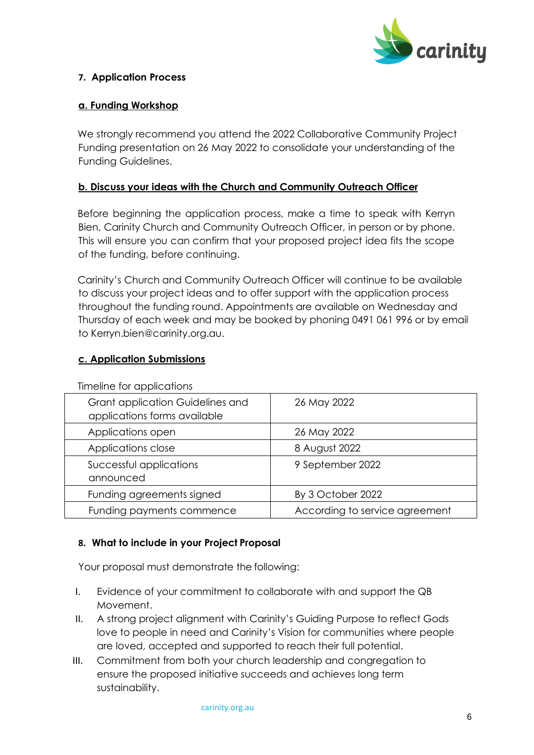## 7. Application Process

### a. Funding Workshop

We strongly recommend you attend the 2022 Collaborative Community Project Funding presentation on 26 May 2022 to consolidate your understanding of the Funding Guidelines.

### b. Discuss your ideas with the Church and Community Outreach Officer

Before beginning the application process, make a time to speak with Kerryn Bien, Carinity Church and Community Outreach Officer, in person or by phone. This will ensure you can confirm that your proposed project idea fits the scope of the funding, before continuing.

Carinity's Church and Community Outreach Officer will continue to be available to discuss your project ideas and to offer support with the application process throughout the funding round. Appointments are available on Wednesday and Thursday of each week and may be booked by phoning 0491 061 996 or by email to Kerryn.bien@carinity.org.au.

### c. Application Submissions

Timeline for applications

| Stage | Date |
|---|---|
| Grant application Guidelines and applications forms available | 26 May 2022 |
| Applications open | 26 May 2022 |
| Applications close | 8 August 2022 |
| Successful applications announced | 9 September 2022 |
| Funding agreements signed | By 3 October 2022 |
| Funding payments commence | According to service agreement |

## 8. What to include in your Project Proposal

Your proposal must demonstrate the following:

I. Evidence of your commitment to collaborate with and support the QB Movement.

II. A strong project alignment with Carinity's Guiding Purpose to reflect Gods love to people in need and Carinity's Vision for communities where people are loved, accepted and supported to reach their full potential.

III. Commitment from both your church leadership and congregation to ensure the proposed initiative succeeds and achieves long term sustainability.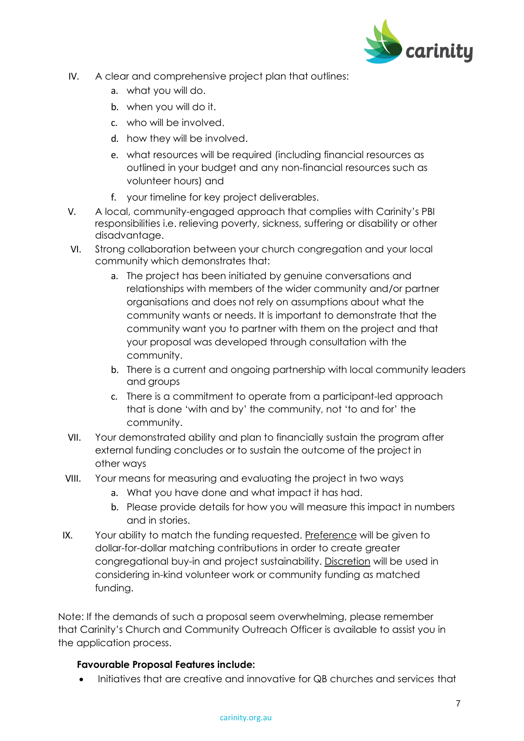IV. A clear and comprehensive project plan that outlines:
    a. what you will do.
    b. when you will do it.
    c. who will be involved.
    d. how they will be involved.
    e. what resources will be required (including financial resources as outlined in your budget and any non-financial resources such as volunteer hours) and
    f. your timeline for key project deliverables.

V. A local, community-engaged approach that complies with Carinity's PBI responsibilities i.e. relieving poverty, sickness, suffering or disability or other disadvantage.

VI. Strong collaboration between your church congregation and your local community which demonstrates that:
    a. The project has been initiated by genuine conversations and relationships with members of the wider community and/or partner organisations and does not rely on assumptions about what the community wants or needs. It is important to demonstrate that the community want you to partner with them on the project and that your proposal was developed through consultation with the community.
    b. There is a current and ongoing partnership with local community leaders and groups
    c. There is a commitment to operate from a participant-led approach that is done 'with and by' the community, not 'to and for' the community.

VII. Your demonstrated ability and plan to financially sustain the program after external funding concludes or to sustain the outcome of the project in other ways

VIII. Your means for measuring and evaluating the project in two ways
    a. What you have done and what impact it has had.
    b. Please provide details for how you will measure this impact in numbers and in stories.

IX. Your ability to match the funding requested. <u>Preference</u> will be given to dollar-for-dollar matching contributions in order to create greater congregational buy-in and project sustainability. <u>Discretion</u> will be used in considering in-kind volunteer work or community funding as matched funding.

Note: If the demands of such a proposal seem overwhelming, please remember that Carinity's Church and Community Outreach Officer is available to assist you in the application process.

**Favourable Proposal Features include:**

- Initiatives that are creative and innovative for QB churches and services that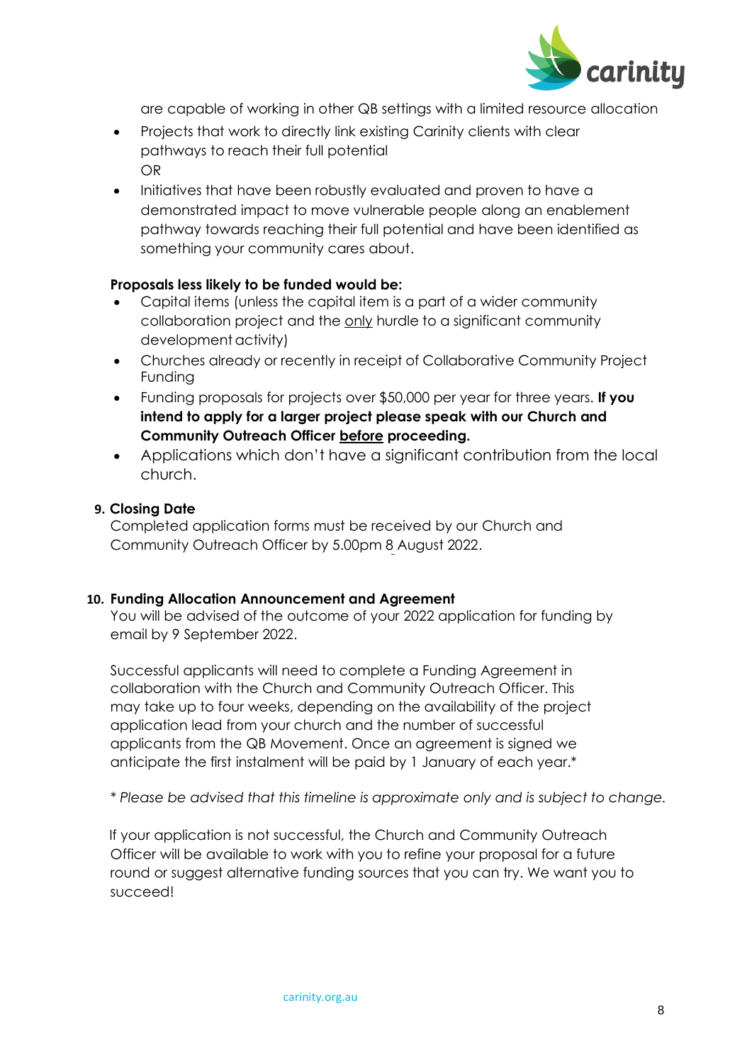are capable of working in other QB settings with a limited resource allocation

- Projects that work to directly link existing Carinity clients with clear pathways to reach their full potential
  OR
- Initiatives that have been robustly evaluated and proven to have a demonstrated impact to move vulnerable people along an enablement pathway towards reaching their full potential and have been identified as something your community cares about.

**Proposals less likely to be funded would be:**

- Capital items (unless the capital item is a part of a wider community collaboration project and the <u>only</u> hurdle to a significant community development activity)
- Churches already or recently in receipt of Collaborative Community Project Funding
- Funding proposals for projects over $50,000 per year for three years. **If you intend to apply for a larger project please speak with our Church and Community Outreach Officer <u>before</u> proceeding.**
- Applications which don't have a significant contribution from the local church.

**9. Closing Date**

Completed application forms must be received by our Church and Community Outreach Officer by 5.00pm 8 August 2022.

**10. Funding Allocation Announcement and Agreement**

You will be advised of the outcome of your 2022 application for funding by email by 9 September 2022.

Successful applicants will need to complete a Funding Agreement in collaboration with the Church and Community Outreach Officer. This may take up to four weeks, depending on the availability of the project application lead from your church and the number of successful applicants from the QB Movement. Once an agreement is signed we anticipate the first instalment will be paid by 1 January of each year.*

*\* Please be advised that this timeline is approximate only and is subject to change.*

If your application is not successful, the Church and Community Outreach Officer will be available to work with you to refine your proposal for a future round or suggest alternative funding sources that you can try. We want you to succeed!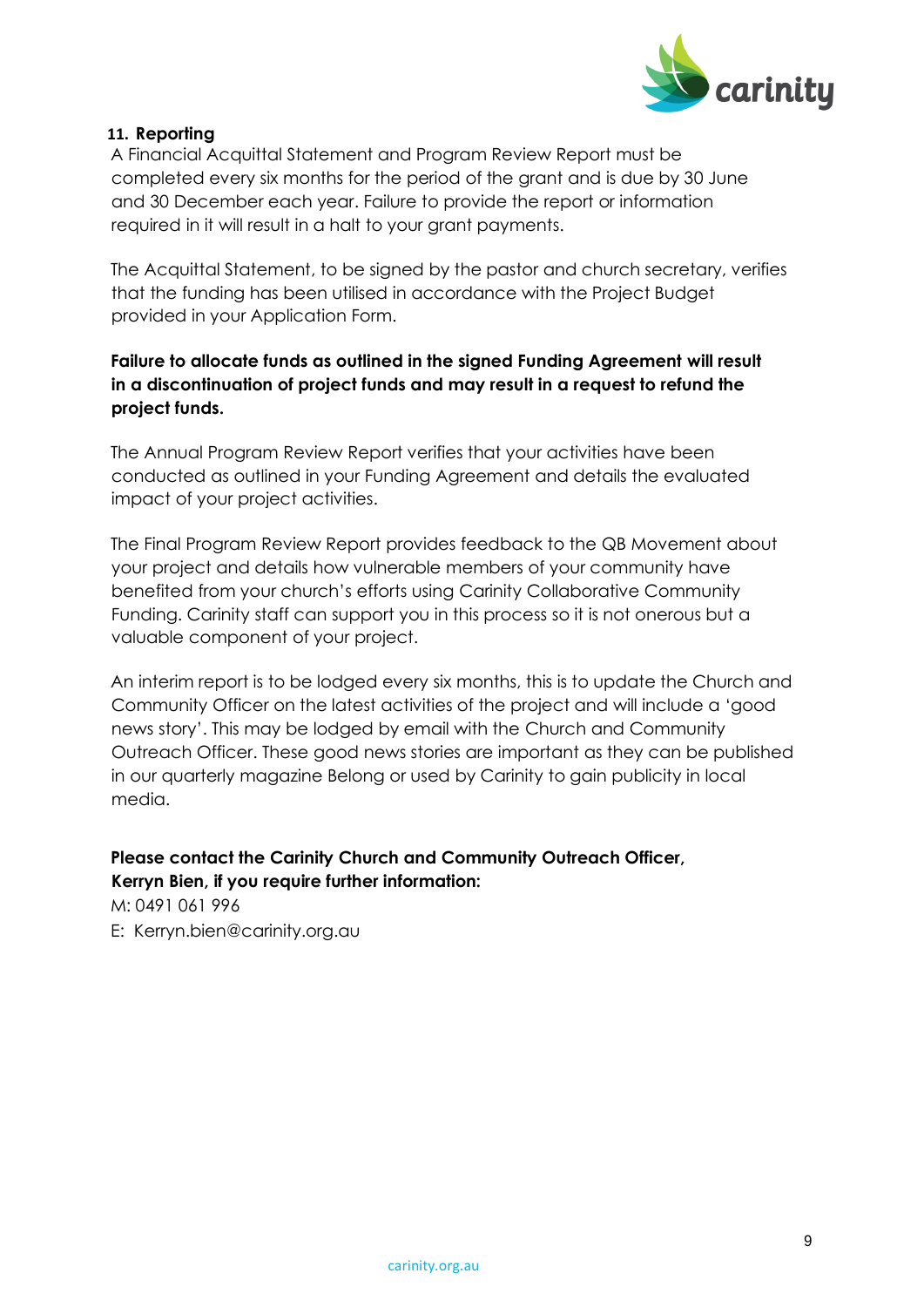## 11. Reporting

A Financial Acquittal Statement and Program Review Report must be completed every six months for the period of the grant and is due by 30 June and 30 December each year. Failure to provide the report or information required in it will result in a halt to your grant payments.

The Acquittal Statement, to be signed by the pastor and church secretary, verifies that the funding has been utilised in accordance with the Project Budget provided in your Application Form.

**Failure to allocate funds as outlined in the signed Funding Agreement will result in a discontinuation of project funds and may result in a request to refund the project funds.**

The Annual Program Review Report verifies that your activities have been conducted as outlined in your Funding Agreement and details the evaluated impact of your project activities.

The Final Program Review Report provides feedback to the QB Movement about your project and details how vulnerable members of your community have benefited from your church's efforts using Carinity Collaborative Community Funding. Carinity staff can support you in this process so it is not onerous but a valuable component of your project.

An interim report is to be lodged every six months, this is to update the Church and Community Officer on the latest activities of the project and will include a 'good news story'. This may be lodged by email with the Church and Community Outreach Officer. These good news stories are important as they can be published in our quarterly magazine Belong or used by Carinity to gain publicity in local media.

**Please contact the Carinity Church and Community Outreach Officer, Kerryn Bien, if you require further information:**

M: 0491 061 996

E: Kerryn.bien@carinity.org.au